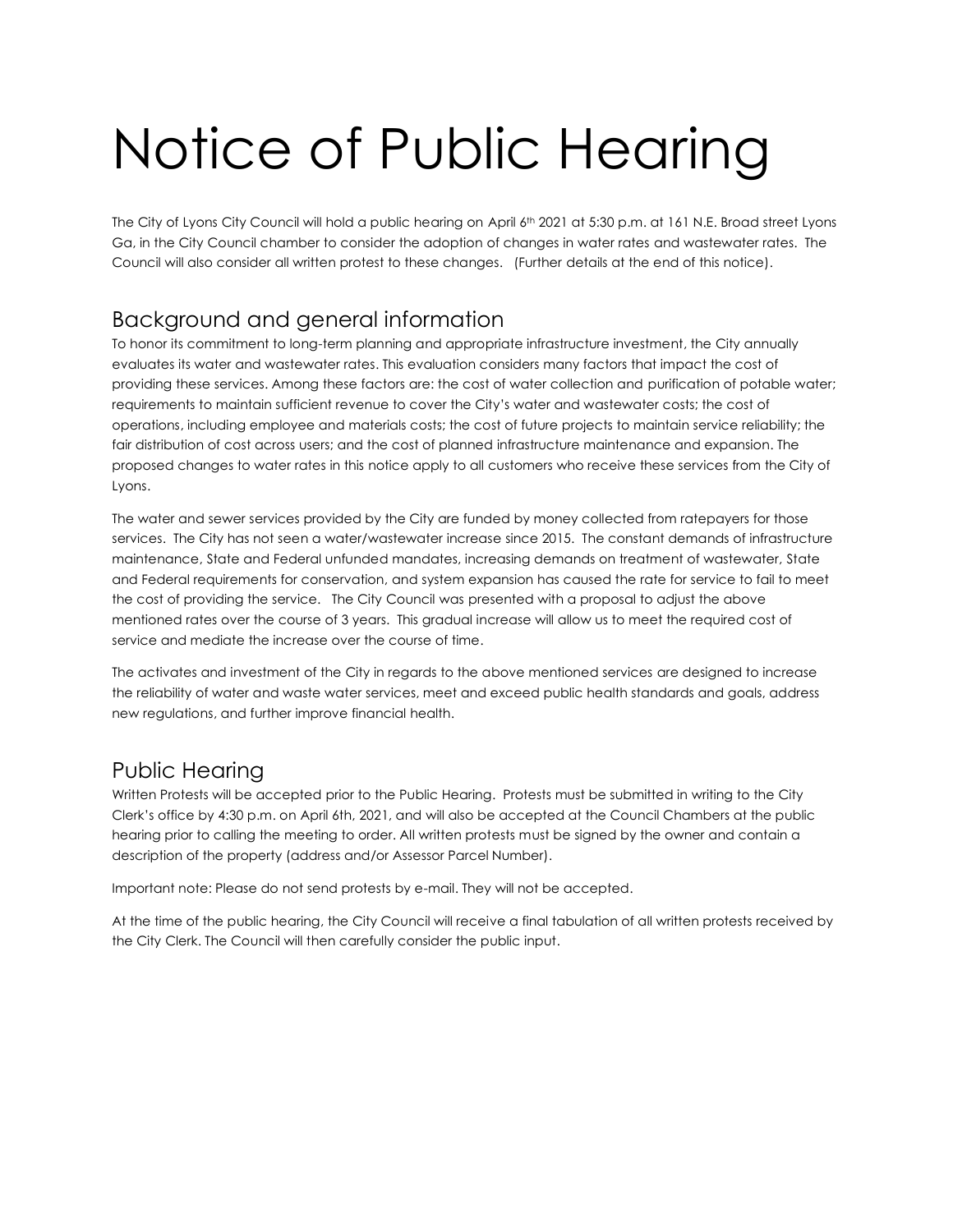# Notice of Public Hearing

The City of Lyons City Council will hold a public hearing on April 6th 2021 at 5:30 p.m. at 161 N.E. Broad street Lyons Ga, in the City Council chamber to consider the adoption of changes in water rates and wastewater rates. The Council will also consider all written protest to these changes. (Further details at the end of this notice).

## Background and general information

To honor its commitment to long-term planning and appropriate infrastructure investment, the City annually evaluates its water and wastewater rates. This evaluation considers many factors that impact the cost of providing these services. Among these factors are: the cost of water collection and purification of potable water; requirements to maintain sufficient revenue to cover the City's water and wastewater costs; the cost of operations, including employee and materials costs; the cost of future projects to maintain service reliability; the fair distribution of cost across users; and the cost of planned infrastructure maintenance and expansion. The proposed changes to water rates in this notice apply to all customers who receive these services from the City of Lyons.

The water and sewer services provided by the City are funded by money collected from ratepayers for those services. The City has not seen a water/wastewater increase since 2015. The constant demands of infrastructure maintenance, State and Federal unfunded mandates, increasing demands on treatment of wastewater, State and Federal requirements for conservation, and system expansion has caused the rate for service to fail to meet the cost of providing the service. The City Council was presented with a proposal to adjust the above mentioned rates over the course of 3 years. This gradual increase will allow us to meet the required cost of service and mediate the increase over the course of time.

The activates and investment of the City in regards to the above mentioned services are designed to increase the reliability of water and waste water services, meet and exceed public health standards and goals, address new regulations, and further improve financial health.

## Public Hearing

Written Protests will be accepted prior to the Public Hearing. Protests must be submitted in writing to the City Clerk's office by 4:30 p.m. on April 6th, 2021, and will also be accepted at the Council Chambers at the public hearing prior to calling the meeting to order. All written protests must be signed by the owner and contain a description of the property (address and/or Assessor Parcel Number).

Important note: Please do not send protests by e-mail. They will not be accepted.

At the time of the public hearing, the City Council will receive a final tabulation of all written protests received by the City Clerk. The Council will then carefully consider the public input.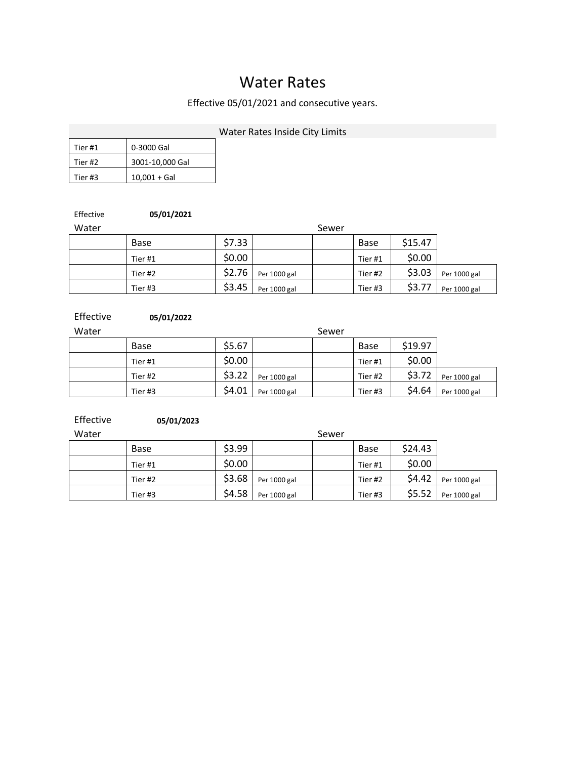# Water Rates

Effective 05/01/2021 and consecutive years.

## Water Rates Inside City Limits

| | |
|---|---|
| Tier #1 | 0-3000 Gal |
| Tier #2 | 3001-10,000 Gal |
| Tier #3 | 10,001 + Gal |

Effective **05/01/2021**

| Water | | | | Sewer | | | |
|---|---|---|---|---|---|---|---|
| | Base | $7.33 | | | Base | $15.47 | |
| | Tier #1 | $0.00 | | | Tier #1 | $0.00 | |
| | Tier #2 | $2.76 | Per 1000 gal | | Tier #2 | $3.03 | Per 1000 gal |
| | Tier #3 | $3.45 | Per 1000 gal | | Tier #3 | $3.77 | Per 1000 gal |

Effective **05/01/2022**

| Water | | | | Sewer | | | |
|---|---|---|---|---|---|---|---|
| | Base | $5.67 | | | Base | $19.97 | |
| | Tier #1 | $0.00 | | | Tier #1 | $0.00 | |
| | Tier #2 | $3.22 | Per 1000 gal | | Tier #2 | $3.72 | Per 1000 gal |
| | Tier #3 | $4.01 | Per 1000 gal | | Tier #3 | $4.64 | Per 1000 gal |

Effective **05/01/2023**

| Water | | | | Sewer | | | |
|---|---|---|---|---|---|---|---|
| | Base | $3.99 | | | Base | $24.43 | |
| | Tier #1 | $0.00 | | | Tier #1 | $0.00 | |
| | Tier #2 | $3.68 | Per 1000 gal | | Tier #2 | $4.42 | Per 1000 gal |
| | Tier #3 | $4.58 | Per 1000 gal | | Tier #3 | $5.52 | Per 1000 gal |